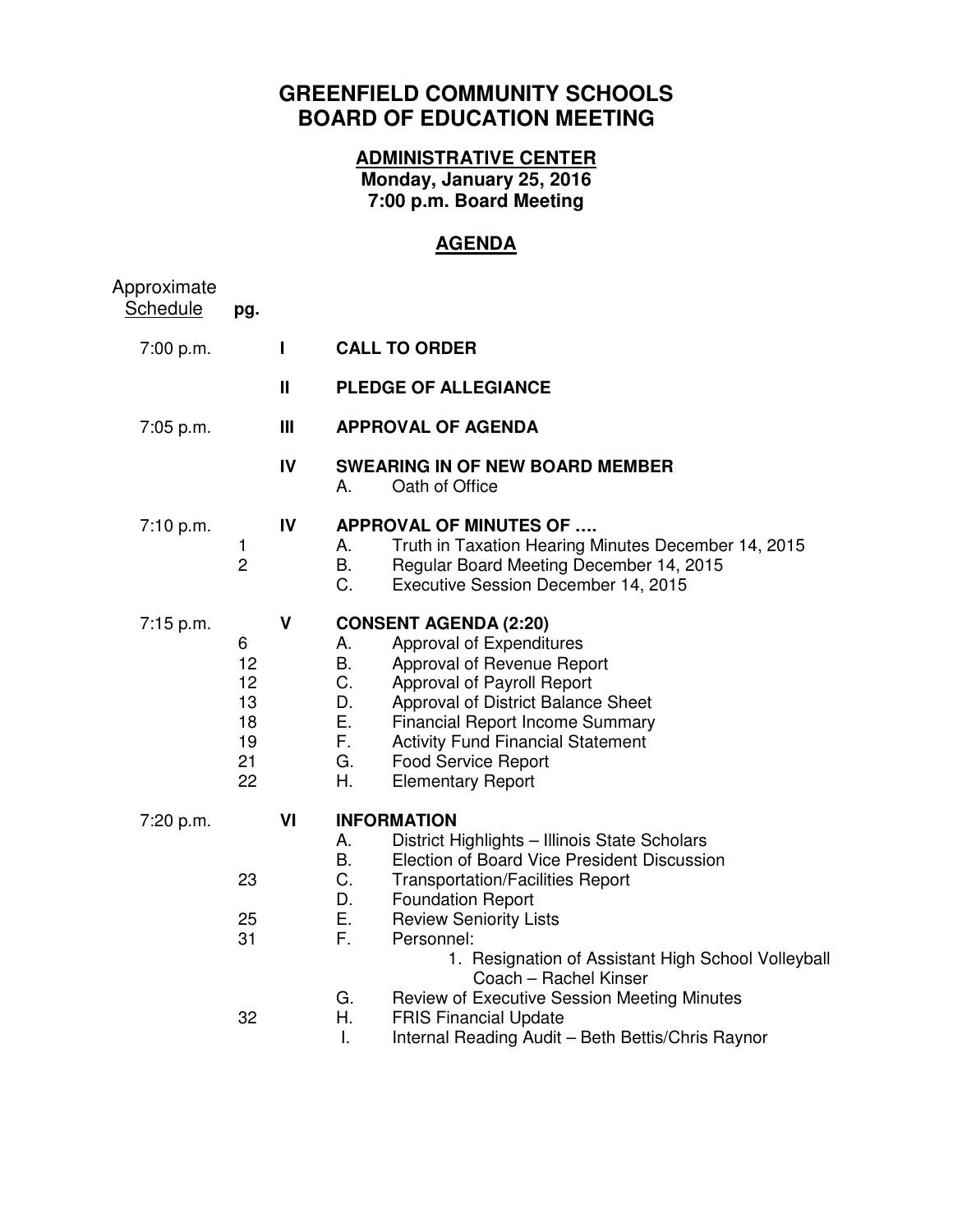# GREENFIELD COMMUNITY SCHOOLS
# BOARD OF EDUCATION MEETING

## ADMINISTRATIVE CENTER

**Monday, January 25, 2016**
**7:00 p.m. Board Meeting**

## AGENDA

| Approximate Schedule | pg. | | |
|---|---|---|---|
| 7:00 p.m. | | **I** | **CALL TO ORDER** |
| | | **II** | **PLEDGE OF ALLEGIANCE** |
| 7:05 p.m. | | **III** | **APPROVAL OF AGENDA** |
| | | **IV** | **SWEARING IN OF NEW BOARD MEMBER** |
| | | | A. Oath of Office |
| 7:10 p.m. | | **IV** | **APPROVAL OF MINUTES OF ….** |
| | 1 | | A. Truth in Taxation Hearing Minutes December 14, 2015 |
| | 2 | | B. Regular Board Meeting December 14, 2015 |
| | | | C. Executive Session December 14, 2015 |
| 7:15 p.m. | | **V** | **CONSENT AGENDA (2:20)** |
| | 6 | | A. Approval of Expenditures |
| | 12 | | B. Approval of Revenue Report |
| | 12 | | C. Approval of Payroll Report |
| | 13 | | D. Approval of District Balance Sheet |
| | 18 | | E. Financial Report Income Summary |
| | 19 | | F. Activity Fund Financial Statement |
| | 21 | | G. Food Service Report |
| | 22 | | H. Elementary Report |
| 7:20 p.m. | | **VI** | **INFORMATION** |
| | | | A. District Highlights – Illinois State Scholars |
| | | | B. Election of Board Vice President Discussion |
| | 23 | | C. Transportation/Facilities Report |
| | | | D. Foundation Report |
| | 25 | | E. Review Seniority Lists |
| | 31 | | F. Personnel: |
| | | | 1. Resignation of Assistant High School Volleyball Coach – Rachel Kinser |
| | | | G. Review of Executive Session Meeting Minutes |
| | 32 | | H. FRIS Financial Update |
| | | | I. Internal Reading Audit – Beth Bettis/Chris Raynor |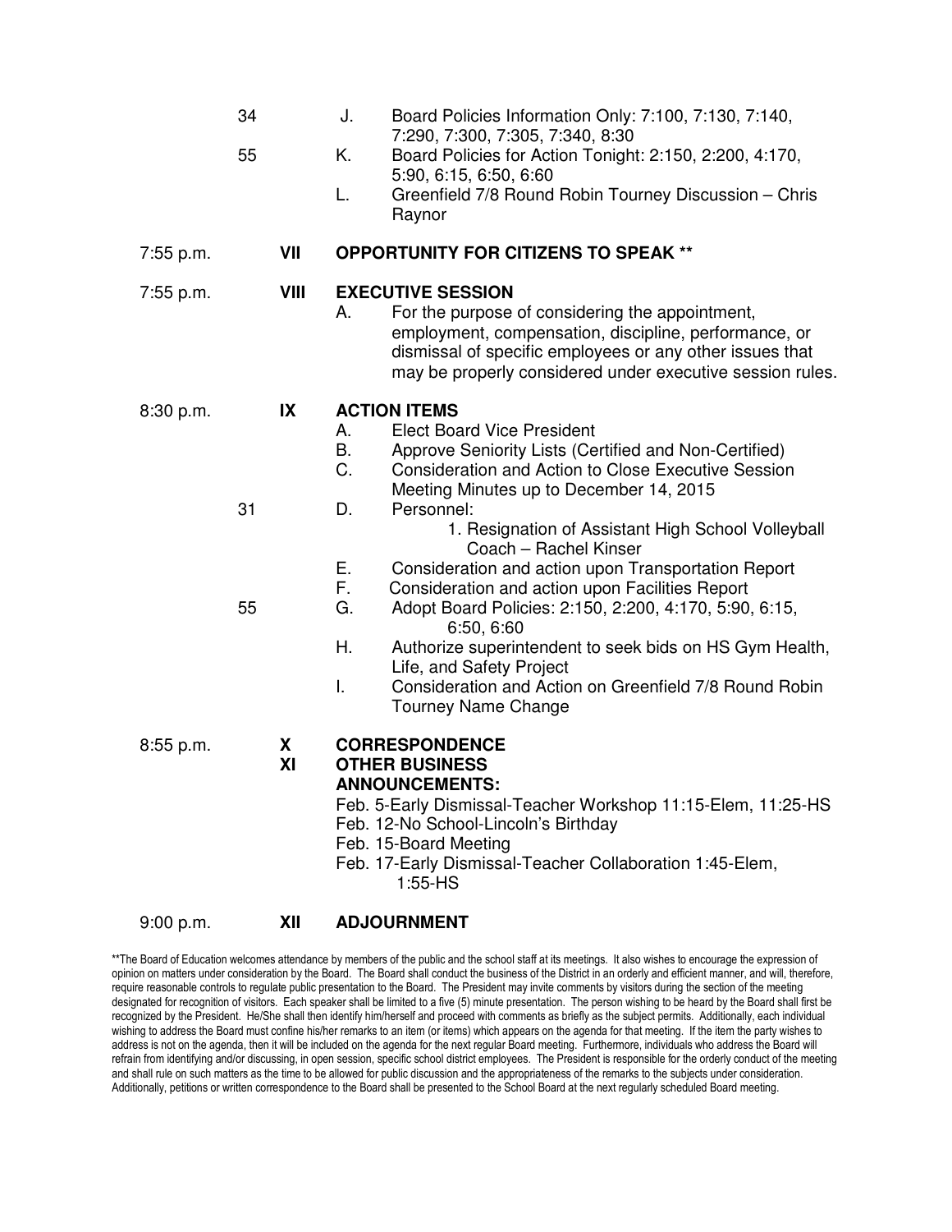| | | | |
|---|---|---|---|
| | 34 | J. | Board Policies Information Only: 7:100, 7:130, 7:140, 7:290, 7:300, 7:305, 7:340, 8:30 |
| | 55 | K. | Board Policies for Action Tonight: 2:150, 2:200, 4:170, 5:90, 6:15, 6:50, 6:60 |
| | | L. | Greenfield 7/8 Round Robin Tourney Discussion – Chris Raynor |

7:55 p.m. **VII** **OPPORTUNITY FOR CITIZENS TO SPEAK \*\***

7:55 p.m. **VIII** **EXECUTIVE SESSION**

A. For the purpose of considering the appointment, employment, compensation, discipline, performance, or dismissal of specific employees or any other issues that may be properly considered under executive session rules.

8:30 p.m. **IX** **ACTION ITEMS**

A. Elect Board Vice President

B. Approve Seniority Lists (Certified and Non-Certified)

C. Consideration and Action to Close Executive Session Meeting Minutes up to December 14, 2015

31 D. Personnel:

1. Resignation of Assistant High School Volleyball Coach – Rachel Kinser

E. Consideration and action upon Transportation Report

F. Consideration and action upon Facilities Report

55 G. Adopt Board Policies: 2:150, 2:200, 4:170, 5:90, 6:15, 6:50, 6:60

H. Authorize superintendent to seek bids on HS Gym Health, Life, and Safety Project

I. Consideration and Action on Greenfield 7/8 Round Robin Tourney Name Change

8:55 p.m. **X** **CORRESPONDENCE**

**XI** **OTHER BUSINESS**

**ANNOUNCEMENTS:**

Feb. 5-Early Dismissal-Teacher Workshop 11:15-Elem, 11:25-HS

Feb. 12-No School-Lincoln's Birthday

Feb. 15-Board Meeting

Feb. 17-Early Dismissal-Teacher Collaboration 1:45-Elem, 1:55-HS

9:00 p.m. **XII** **ADJOURNMENT**

**The Board of Education welcomes attendance by members of the public and the school staff at its meetings. It also wishes to encourage the expression of opinion on matters under consideration by the Board. The Board shall conduct the business of the District in an orderly and efficient manner, and will, therefore, require reasonable controls to regulate public presentation to the Board. The President may invite comments by visitors during the section of the meeting designated for recognition of visitors. Each speaker shall be limited to a five (5) minute presentation. The person wishing to be heard by the Board shall first be recognized by the President. He/She shall then identify him/herself and proceed with comments as briefly as the subject permits. Additionally, each individual wishing to address the Board must confine his/her remarks to an item (or items) which appears on the agenda for that meeting. If the item the party wishes to address is not on the agenda, then it will be included on the agenda for the next regular Board meeting. Furthermore, individuals who address the Board will refrain from identifying and/or discussing, in open session, specific school district employees. The President is responsible for the orderly conduct of the meeting and shall rule on such matters as the time to be allowed for public discussion and the appropriateness of the remarks to the subjects under consideration. Additionally, petitions or written correspondence to the Board shall be presented to the School Board at the next regularly scheduled Board meeting.